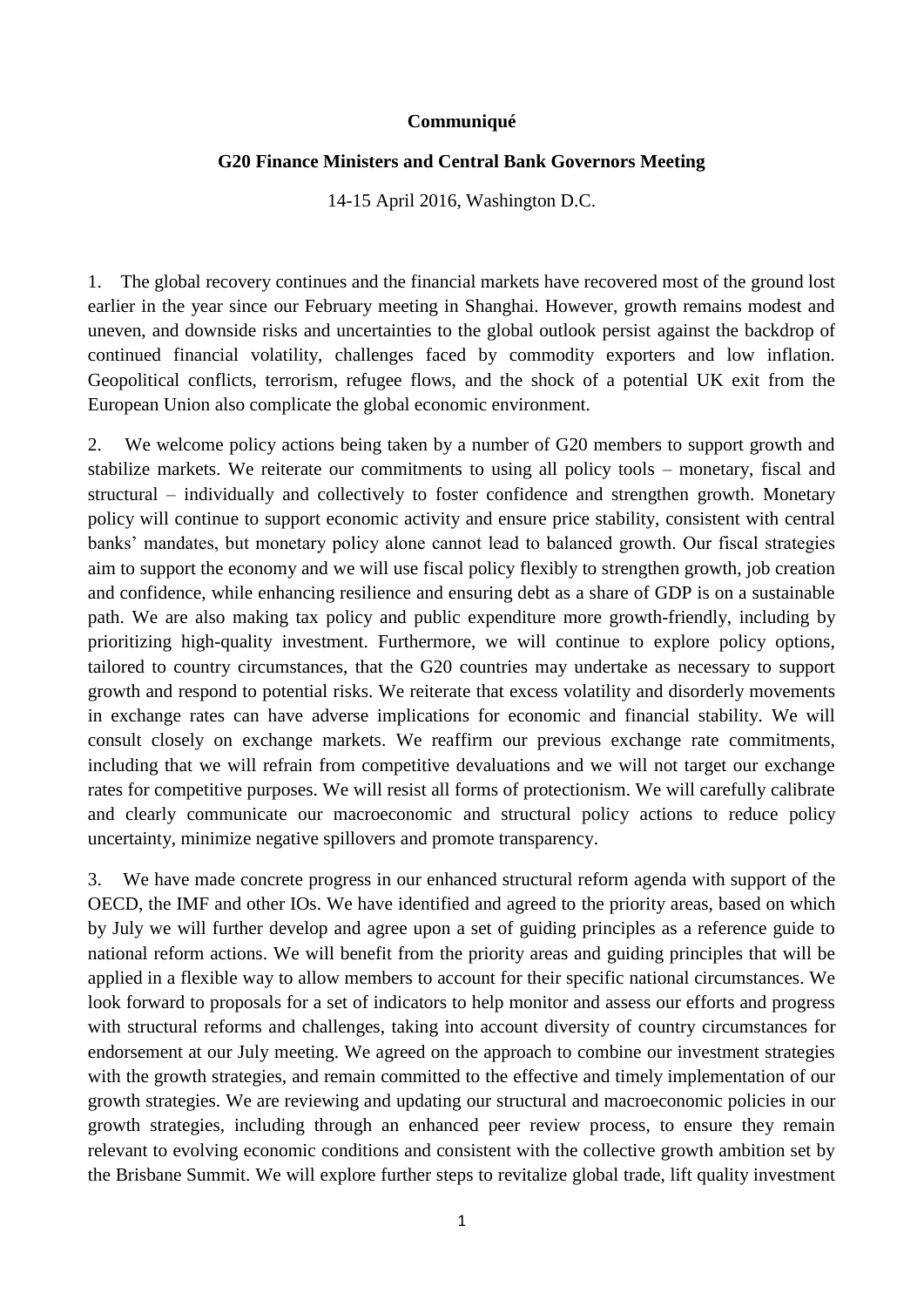**Communiqué**

**G20 Finance Ministers and Central Bank Governors Meeting**

14-15 April 2016, Washington D.C.

1. The global recovery continues and the financial markets have recovered most of the ground lost earlier in the year since our February meeting in Shanghai. However, growth remains modest and uneven, and downside risks and uncertainties to the global outlook persist against the backdrop of continued financial volatility, challenges faced by commodity exporters and low inflation. Geopolitical conflicts, terrorism, refugee flows, and the shock of a potential UK exit from the European Union also complicate the global economic environment.

2. We welcome policy actions being taken by a number of G20 members to support growth and stabilize markets. We reiterate our commitments to using all policy tools – monetary, fiscal and structural – individually and collectively to foster confidence and strengthen growth. Monetary policy will continue to support economic activity and ensure price stability, consistent with central banks' mandates, but monetary policy alone cannot lead to balanced growth. Our fiscal strategies aim to support the economy and we will use fiscal policy flexibly to strengthen growth, job creation and confidence, while enhancing resilience and ensuring debt as a share of GDP is on a sustainable path. We are also making tax policy and public expenditure more growth-friendly, including by prioritizing high-quality investment. Furthermore, we will continue to explore policy options, tailored to country circumstances, that the G20 countries may undertake as necessary to support growth and respond to potential risks. We reiterate that excess volatility and disorderly movements in exchange rates can have adverse implications for economic and financial stability. We will consult closely on exchange markets. We reaffirm our previous exchange rate commitments, including that we will refrain from competitive devaluations and we will not target our exchange rates for competitive purposes. We will resist all forms of protectionism. We will carefully calibrate and clearly communicate our macroeconomic and structural policy actions to reduce policy uncertainty, minimize negative spillovers and promote transparency.

3. We have made concrete progress in our enhanced structural reform agenda with support of the OECD, the IMF and other IOs. We have identified and agreed to the priority areas, based on which by July we will further develop and agree upon a set of guiding principles as a reference guide to national reform actions. We will benefit from the priority areas and guiding principles that will be applied in a flexible way to allow members to account for their specific national circumstances. We look forward to proposals for a set of indicators to help monitor and assess our efforts and progress with structural reforms and challenges, taking into account diversity of country circumstances for endorsement at our July meeting. We agreed on the approach to combine our investment strategies with the growth strategies, and remain committed to the effective and timely implementation of our growth strategies. We are reviewing and updating our structural and macroeconomic policies in our growth strategies, including through an enhanced peer review process, to ensure they remain relevant to evolving economic conditions and consistent with the collective growth ambition set by the Brisbane Summit. We will explore further steps to revitalize global trade, lift quality investment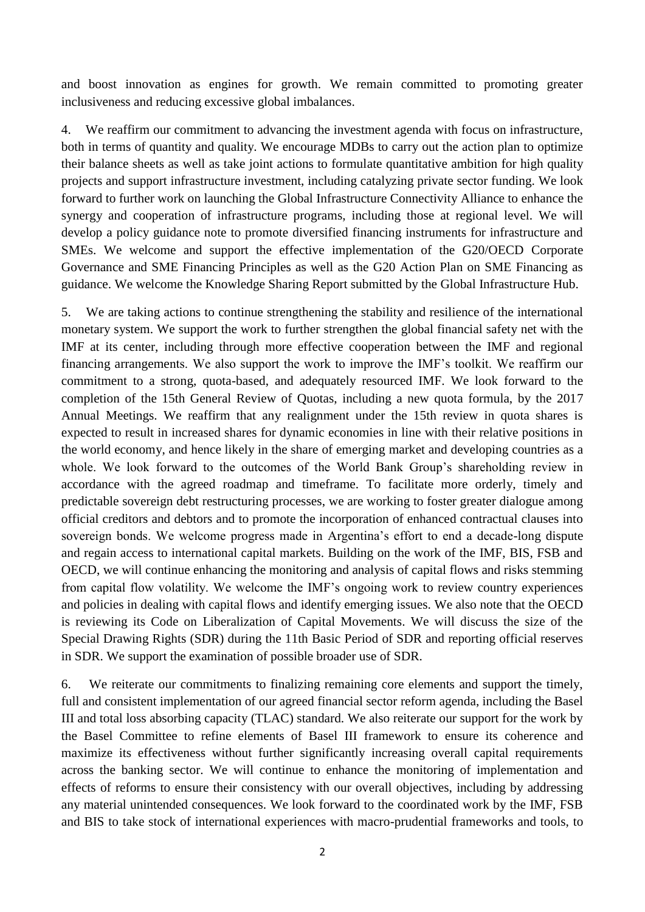and boost innovation as engines for growth. We remain committed to promoting greater inclusiveness and reducing excessive global imbalances.

4. We reaffirm our commitment to advancing the investment agenda with focus on infrastructure, both in terms of quantity and quality. We encourage MDBs to carry out the action plan to optimize their balance sheets as well as take joint actions to formulate quantitative ambition for high quality projects and support infrastructure investment, including catalyzing private sector funding. We look forward to further work on launching the Global Infrastructure Connectivity Alliance to enhance the synergy and cooperation of infrastructure programs, including those at regional level. We will develop a policy guidance note to promote diversified financing instruments for infrastructure and SMEs. We welcome and support the effective implementation of the G20/OECD Corporate Governance and SME Financing Principles as well as the G20 Action Plan on SME Financing as guidance. We welcome the Knowledge Sharing Report submitted by the Global Infrastructure Hub.

5. We are taking actions to continue strengthening the stability and resilience of the international monetary system. We support the work to further strengthen the global financial safety net with the IMF at its center, including through more effective cooperation between the IMF and regional financing arrangements. We also support the work to improve the IMF's toolkit. We reaffirm our commitment to a strong, quota-based, and adequately resourced IMF. We look forward to the completion of the 15th General Review of Quotas, including a new quota formula, by the 2017 Annual Meetings. We reaffirm that any realignment under the 15th review in quota shares is expected to result in increased shares for dynamic economies in line with their relative positions in the world economy, and hence likely in the share of emerging market and developing countries as a whole. We look forward to the outcomes of the World Bank Group's shareholding review in accordance with the agreed roadmap and timeframe. To facilitate more orderly, timely and predictable sovereign debt restructuring processes, we are working to foster greater dialogue among official creditors and debtors and to promote the incorporation of enhanced contractual clauses into sovereign bonds. We welcome progress made in Argentina's effort to end a decade-long dispute and regain access to international capital markets. Building on the work of the IMF, BIS, FSB and OECD, we will continue enhancing the monitoring and analysis of capital flows and risks stemming from capital flow volatility. We welcome the IMF's ongoing work to review country experiences and policies in dealing with capital flows and identify emerging issues. We also note that the OECD is reviewing its Code on Liberalization of Capital Movements. We will discuss the size of the Special Drawing Rights (SDR) during the 11th Basic Period of SDR and reporting official reserves in SDR. We support the examination of possible broader use of SDR.

6. We reiterate our commitments to finalizing remaining core elements and support the timely, full and consistent implementation of our agreed financial sector reform agenda, including the Basel III and total loss absorbing capacity (TLAC) standard. We also reiterate our support for the work by the Basel Committee to refine elements of Basel III framework to ensure its coherence and maximize its effectiveness without further significantly increasing overall capital requirements across the banking sector. We will continue to enhance the monitoring of implementation and effects of reforms to ensure their consistency with our overall objectives, including by addressing any material unintended consequences. We look forward to the coordinated work by the IMF, FSB and BIS to take stock of international experiences with macro-prudential frameworks and tools, to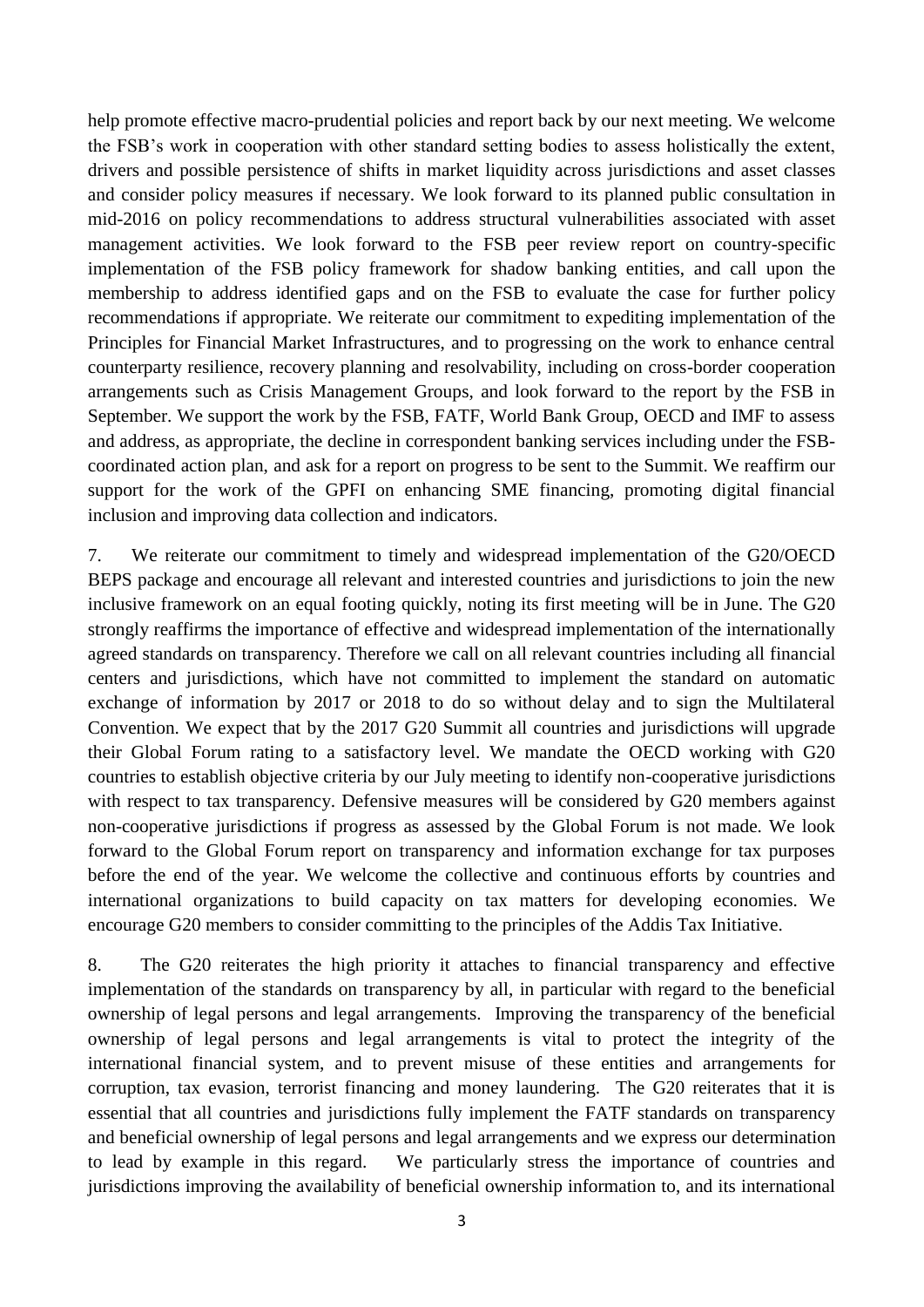help promote effective macro-prudential policies and report back by our next meeting. We welcome the FSB's work in cooperation with other standard setting bodies to assess holistically the extent, drivers and possible persistence of shifts in market liquidity across jurisdictions and asset classes and consider policy measures if necessary. We look forward to its planned public consultation in mid-2016 on policy recommendations to address structural vulnerabilities associated with asset management activities. We look forward to the FSB peer review report on country-specific implementation of the FSB policy framework for shadow banking entities, and call upon the membership to address identified gaps and on the FSB to evaluate the case for further policy recommendations if appropriate. We reiterate our commitment to expediting implementation of the Principles for Financial Market Infrastructures, and to progressing on the work to enhance central counterparty resilience, recovery planning and resolvability, including on cross-border cooperation arrangements such as Crisis Management Groups, and look forward to the report by the FSB in September. We support the work by the FSB, FATF, World Bank Group, OECD and IMF to assess and address, as appropriate, the decline in correspondent banking services including under the FSB-coordinated action plan, and ask for a report on progress to be sent to the Summit. We reaffirm our support for the work of the GPFI on enhancing SME financing, promoting digital financial inclusion and improving data collection and indicators.

7. We reiterate our commitment to timely and widespread implementation of the G20/OECD BEPS package and encourage all relevant and interested countries and jurisdictions to join the new inclusive framework on an equal footing quickly, noting its first meeting will be in June. The G20 strongly reaffirms the importance of effective and widespread implementation of the internationally agreed standards on transparency. Therefore we call on all relevant countries including all financial centers and jurisdictions, which have not committed to implement the standard on automatic exchange of information by 2017 or 2018 to do so without delay and to sign the Multilateral Convention. We expect that by the 2017 G20 Summit all countries and jurisdictions will upgrade their Global Forum rating to a satisfactory level. We mandate the OECD working with G20 countries to establish objective criteria by our July meeting to identify non-cooperative jurisdictions with respect to tax transparency. Defensive measures will be considered by G20 members against non-cooperative jurisdictions if progress as assessed by the Global Forum is not made. We look forward to the Global Forum report on transparency and information exchange for tax purposes before the end of the year. We welcome the collective and continuous efforts by countries and international organizations to build capacity on tax matters for developing economies. We encourage G20 members to consider committing to the principles of the Addis Tax Initiative.

8. The G20 reiterates the high priority it attaches to financial transparency and effective implementation of the standards on transparency by all, in particular with regard to the beneficial ownership of legal persons and legal arrangements. Improving the transparency of the beneficial ownership of legal persons and legal arrangements is vital to protect the integrity of the international financial system, and to prevent misuse of these entities and arrangements for corruption, tax evasion, terrorist financing and money laundering. The G20 reiterates that it is essential that all countries and jurisdictions fully implement the FATF standards on transparency and beneficial ownership of legal persons and legal arrangements and we express our determination to lead by example in this regard. We particularly stress the importance of countries and jurisdictions improving the availability of beneficial ownership information to, and its international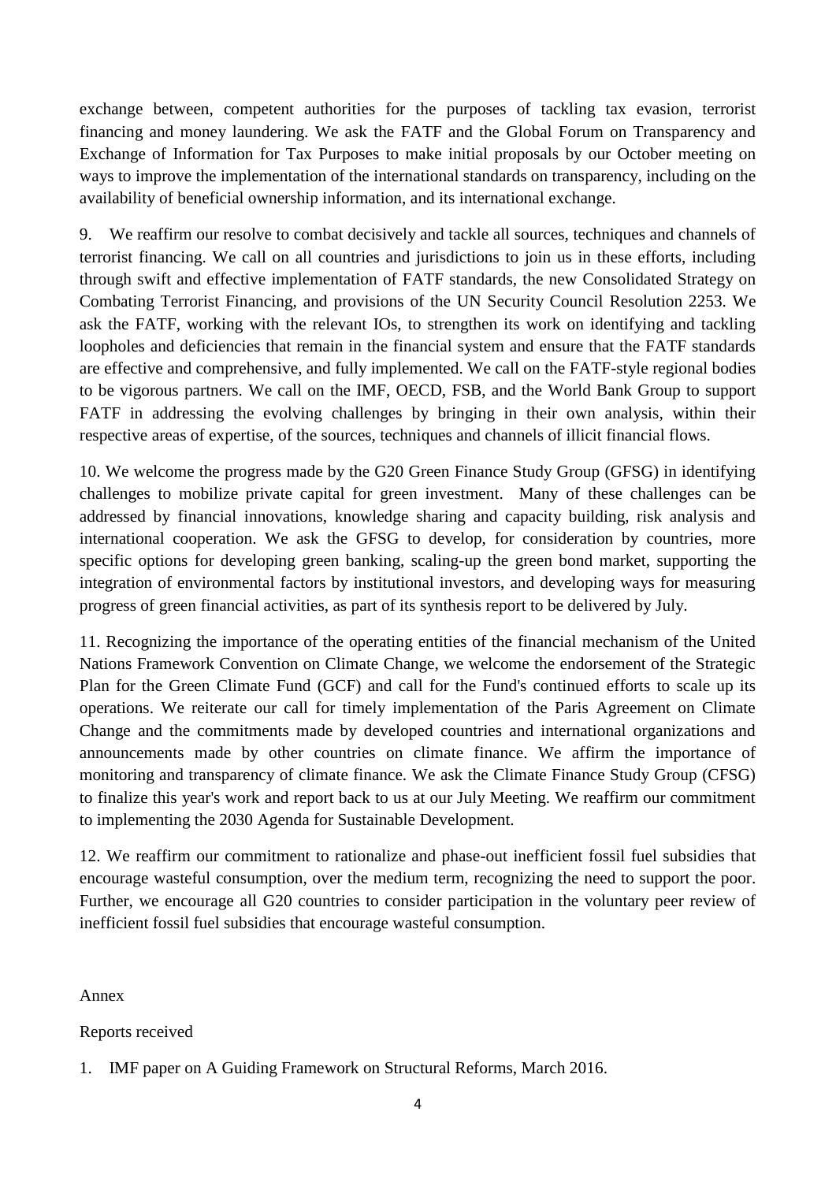exchange between, competent authorities for the purposes of tackling tax evasion, terrorist financing and money laundering. We ask the FATF and the Global Forum on Transparency and Exchange of Information for Tax Purposes to make initial proposals by our October meeting on ways to improve the implementation of the international standards on transparency, including on the availability of beneficial ownership information, and its international exchange.

9. We reaffirm our resolve to combat decisively and tackle all sources, techniques and channels of terrorist financing. We call on all countries and jurisdictions to join us in these efforts, including through swift and effective implementation of FATF standards, the new Consolidated Strategy on Combating Terrorist Financing, and provisions of the UN Security Council Resolution 2253. We ask the FATF, working with the relevant IOs, to strengthen its work on identifying and tackling loopholes and deficiencies that remain in the financial system and ensure that the FATF standards are effective and comprehensive, and fully implemented. We call on the FATF-style regional bodies to be vigorous partners. We call on the IMF, OECD, FSB, and the World Bank Group to support FATF in addressing the evolving challenges by bringing in their own analysis, within their respective areas of expertise, of the sources, techniques and channels of illicit financial flows.

10. We welcome the progress made by the G20 Green Finance Study Group (GFSG) in identifying challenges to mobilize private capital for green investment. Many of these challenges can be addressed by financial innovations, knowledge sharing and capacity building, risk analysis and international cooperation. We ask the GFSG to develop, for consideration by countries, more specific options for developing green banking, scaling-up the green bond market, supporting the integration of environmental factors by institutional investors, and developing ways for measuring progress of green financial activities, as part of its synthesis report to be delivered by July.

11. Recognizing the importance of the operating entities of the financial mechanism of the United Nations Framework Convention on Climate Change, we welcome the endorsement of the Strategic Plan for the Green Climate Fund (GCF) and call for the Fund's continued efforts to scale up its operations. We reiterate our call for timely implementation of the Paris Agreement on Climate Change and the commitments made by developed countries and international organizations and announcements made by other countries on climate finance. We affirm the importance of monitoring and transparency of climate finance. We ask the Climate Finance Study Group (CFSG) to finalize this year's work and report back to us at our July Meeting. We reaffirm our commitment to implementing the 2030 Agenda for Sustainable Development.

12. We reaffirm our commitment to rationalize and phase-out inefficient fossil fuel subsidies that encourage wasteful consumption, over the medium term, recognizing the need to support the poor. Further, we encourage all G20 countries to consider participation in the voluntary peer review of inefficient fossil fuel subsidies that encourage wasteful consumption.

Annex

Reports received

1. IMF paper on A Guiding Framework on Structural Reforms, March 2016.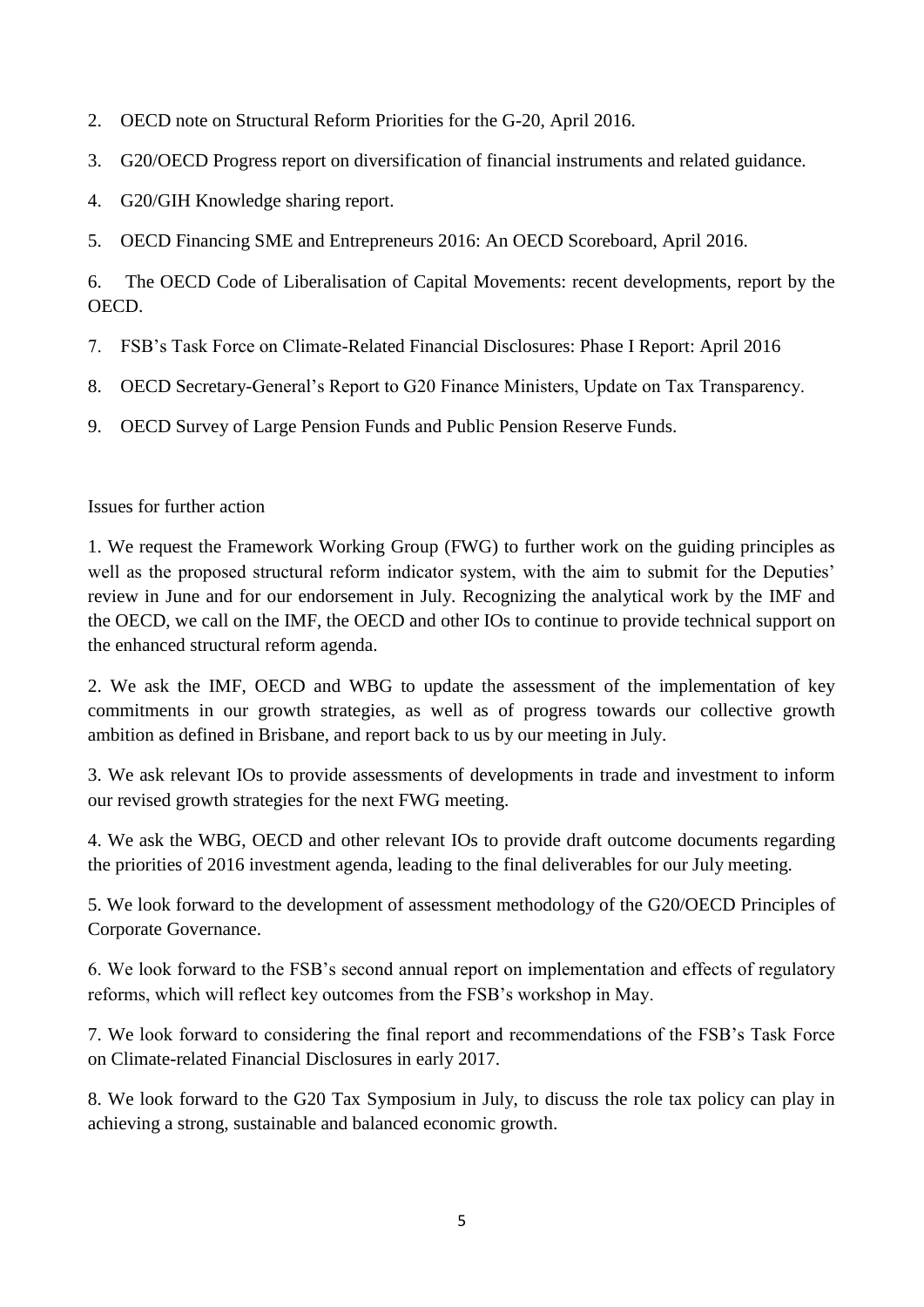2. OECD note on Structural Reform Priorities for the G-20, April 2016.

3. G20/OECD Progress report on diversification of financial instruments and related guidance.

4. G20/GIH Knowledge sharing report.

5. OECD Financing SME and Entrepreneurs 2016: An OECD Scoreboard, April 2016.

6. The OECD Code of Liberalisation of Capital Movements: recent developments, report by the OECD.

7. FSB's Task Force on Climate-Related Financial Disclosures: Phase I Report: April 2016

8. OECD Secretary-General's Report to G20 Finance Ministers, Update on Tax Transparency.

9. OECD Survey of Large Pension Funds and Public Pension Reserve Funds.

Issues for further action

1. We request the Framework Working Group (FWG) to further work on the guiding principles as well as the proposed structural reform indicator system, with the aim to submit for the Deputies' review in June and for our endorsement in July. Recognizing the analytical work by the IMF and the OECD, we call on the IMF, the OECD and other IOs to continue to provide technical support on the enhanced structural reform agenda.

2. We ask the IMF, OECD and WBG to update the assessment of the implementation of key commitments in our growth strategies, as well as of progress towards our collective growth ambition as defined in Brisbane, and report back to us by our meeting in July.

3. We ask relevant IOs to provide assessments of developments in trade and investment to inform our revised growth strategies for the next FWG meeting.

4. We ask the WBG, OECD and other relevant IOs to provide draft outcome documents regarding the priorities of 2016 investment agenda, leading to the final deliverables for our July meeting.

5. We look forward to the development of assessment methodology of the G20/OECD Principles of Corporate Governance.

6. We look forward to the FSB's second annual report on implementation and effects of regulatory reforms, which will reflect key outcomes from the FSB's workshop in May.

7. We look forward to considering the final report and recommendations of the FSB's Task Force on Climate-related Financial Disclosures in early 2017.

8. We look forward to the G20 Tax Symposium in July, to discuss the role tax policy can play in achieving a strong, sustainable and balanced economic growth.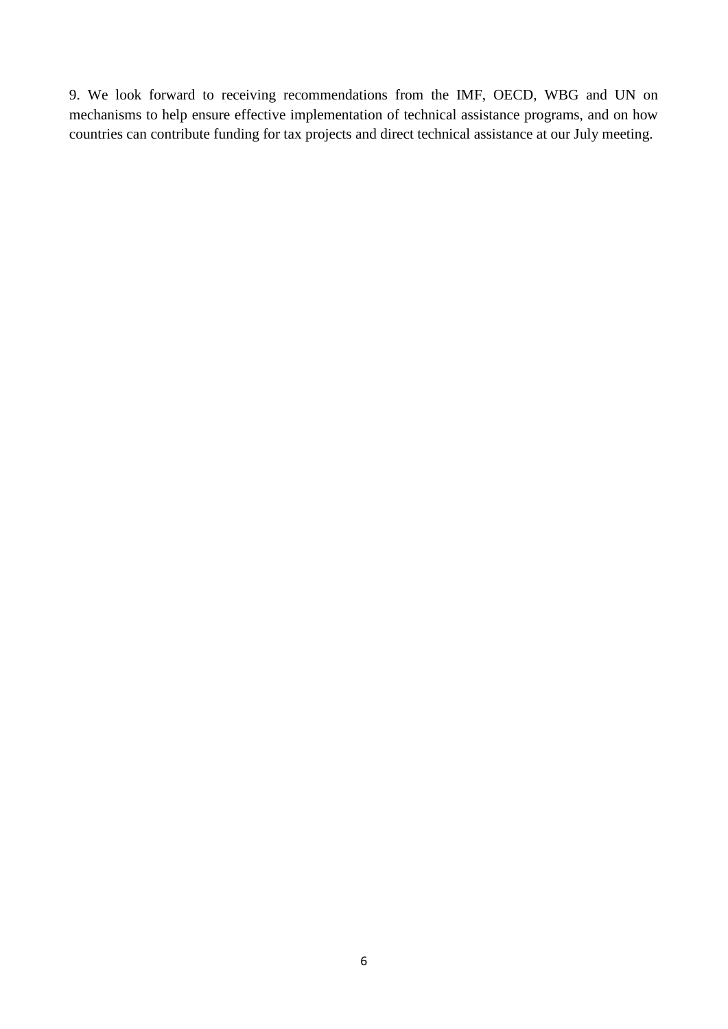9. We look forward to receiving recommendations from the IMF, OECD, WBG and UN on mechanisms to help ensure effective implementation of technical assistance programs, and on how countries can contribute funding for tax projects and direct technical assistance at our July meeting.